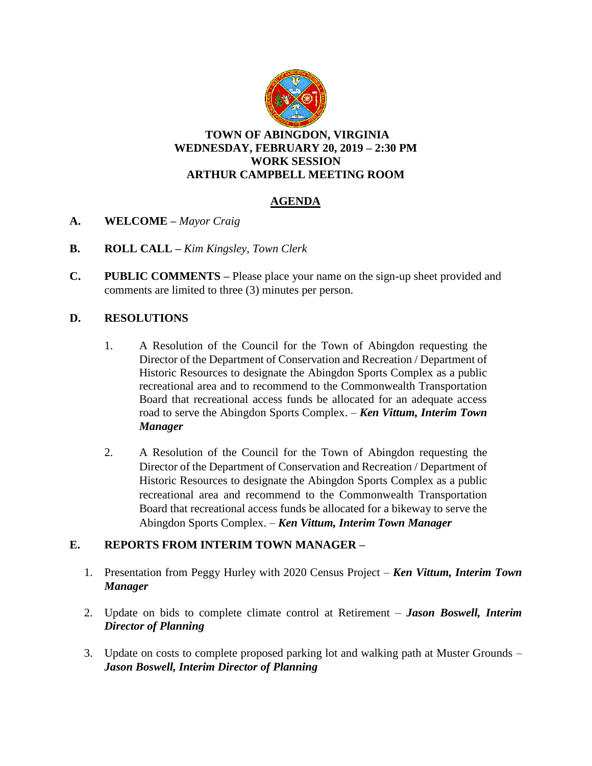**TOWN OF ABINGDON, VIRGINIA**
**WEDNESDAY, FEBRUARY 20, 2019 – 2:30 PM**
**WORK SESSION**
**ARTHUR CAMPBELL MEETING ROOM**

# AGENDA

**A. WELCOME –** *Mayor Craig*

**B. ROLL CALL –** *Kim Kingsley, Town Clerk*

**C. PUBLIC COMMENTS –** Please place your name on the sign-up sheet provided and comments are limited to three (3) minutes per person.

**D. RESOLUTIONS**

1. A Resolution of the Council for the Town of Abingdon requesting the Director of the Department of Conservation and Recreation / Department of Historic Resources to designate the Abingdon Sports Complex as a public recreational area and to recommend to the Commonwealth Transportation Board that recreational access funds be allocated for an adequate access road to serve the Abingdon Sports Complex. – ***Ken Vittum, Interim Town Manager***

2. A Resolution of the Council for the Town of Abingdon requesting the Director of the Department of Conservation and Recreation / Department of Historic Resources to designate the Abingdon Sports Complex as a public recreational area and recommend to the Commonwealth Transportation Board that recreational access funds be allocated for a bikeway to serve the Abingdon Sports Complex. – ***Ken Vittum, Interim Town Manager***

**E. REPORTS FROM INTERIM TOWN MANAGER –**

1. Presentation from Peggy Hurley with 2020 Census Project – ***Ken Vittum, Interim Town Manager***

2. Update on bids to complete climate control at Retirement – ***Jason Boswell, Interim Director of Planning***

3. Update on costs to complete proposed parking lot and walking path at Muster Grounds – ***Jason Boswell, Interim Director of Planning***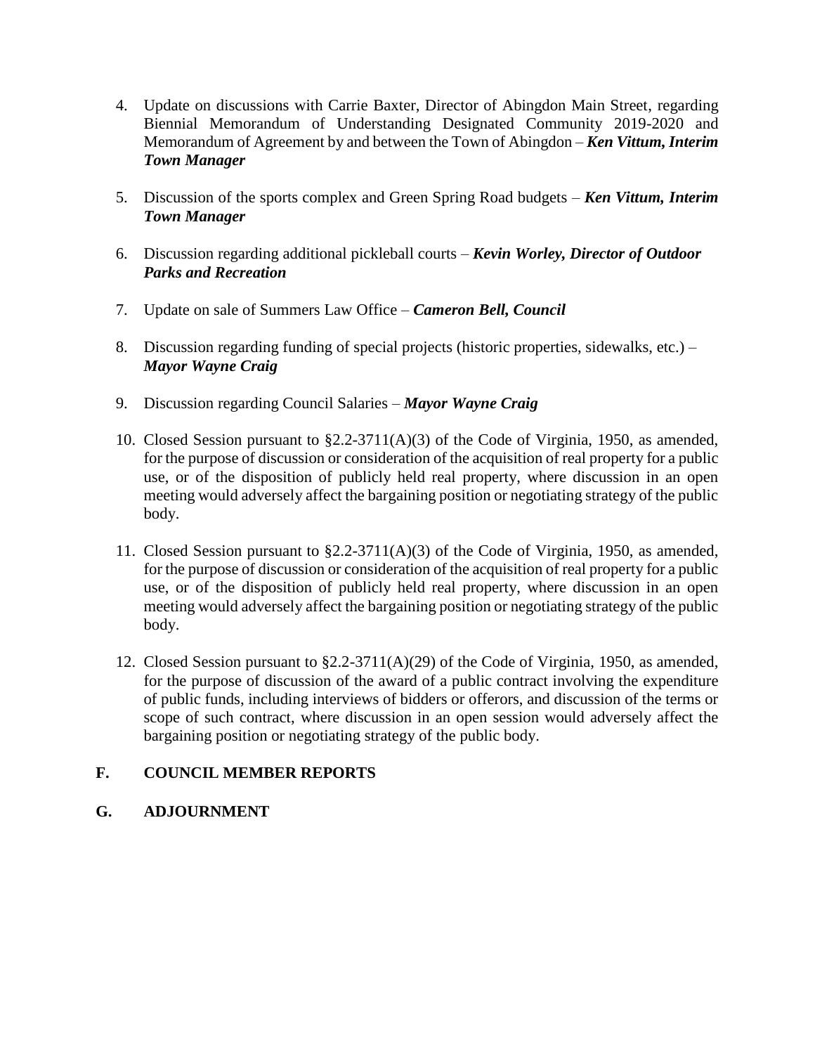4. Update on discussions with Carrie Baxter, Director of Abingdon Main Street, regarding Biennial Memorandum of Understanding Designated Community 2019-2020 and Memorandum of Agreement by and between the Town of Abingdon – ***Ken Vittum, Interim Town Manager***

5. Discussion of the sports complex and Green Spring Road budgets – ***Ken Vittum, Interim Town Manager***

6. Discussion regarding additional pickleball courts – ***Kevin Worley, Director of Outdoor Parks and Recreation***

7. Update on sale of Summers Law Office – ***Cameron Bell, Council***

8. Discussion regarding funding of special projects (historic properties, sidewalks, etc.) – ***Mayor Wayne Craig***

9. Discussion regarding Council Salaries – ***Mayor Wayne Craig***

10. Closed Session pursuant to §2.2-3711(A)(3) of the Code of Virginia, 1950, as amended, for the purpose of discussion or consideration of the acquisition of real property for a public use, or of the disposition of publicly held real property, where discussion in an open meeting would adversely affect the bargaining position or negotiating strategy of the public body.

11. Closed Session pursuant to §2.2-3711(A)(3) of the Code of Virginia, 1950, as amended, for the purpose of discussion or consideration of the acquisition of real property for a public use, or of the disposition of publicly held real property, where discussion in an open meeting would adversely affect the bargaining position or negotiating strategy of the public body.

12. Closed Session pursuant to §2.2-3711(A)(29) of the Code of Virginia, 1950, as amended, for the purpose of discussion of the award of a public contract involving the expenditure of public funds, including interviews of bidders or offerors, and discussion of the terms or scope of such contract, where discussion in an open session would adversely affect the bargaining position or negotiating strategy of the public body.

## F. COUNCIL MEMBER REPORTS

## G. ADJOURNMENT